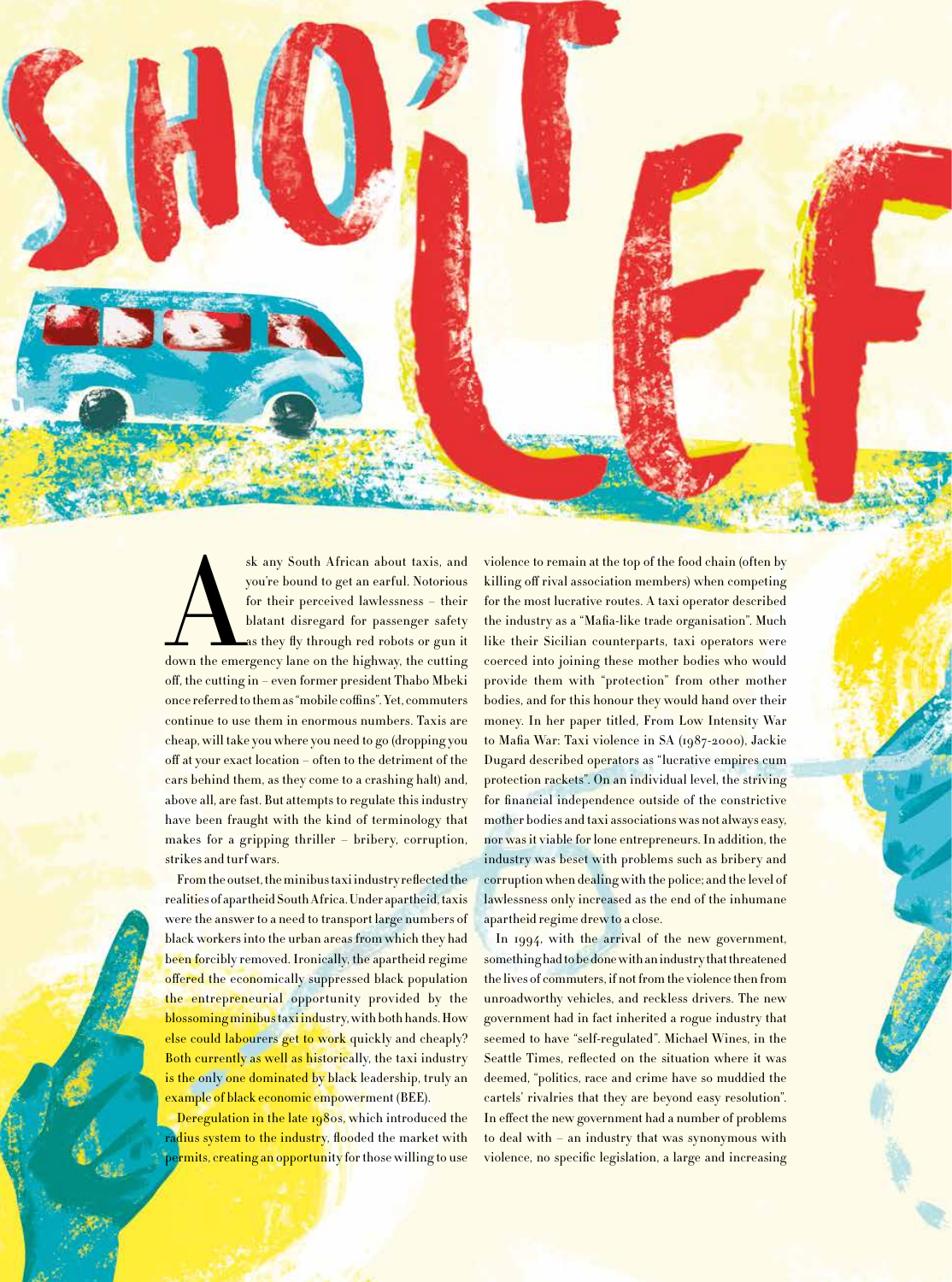# SHO'T LEF

Ask any South African about taxis, and you're bound to get an earful. Notorious for their perceived lawlessness – their blatant disregard for passenger safety as they fly through red robots or gun it down the emergency lane on the highway, the cutting off, the cutting in – even former president Thabo Mbeki once referred to them as "mobile coffins". Yet, commuters continue to use them in enormous numbers. Taxis are cheap, will take you where you need to go (dropping you off at your exact location – often to the detriment of the cars behind them, as they come to a crashing halt) and, above all, are fast. But attempts to regulate this industry have been fraught with the kind of terminology that makes for a gripping thriller – bribery, corruption, strikes and turf wars.

From the outset, the minibus taxi industry reflected the realities of apartheid South Africa. Under apartheid, taxis were the answer to a need to transport large numbers of black workers into the urban areas from which they had been forcibly removed. Ironically, the apartheid regime offered the economically suppressed black population the entrepreneurial opportunity provided by the blossoming minibus taxi industry, with both hands. How else could labourers get to work quickly and cheaply? Both currently as well as historically, the taxi industry is the only one dominated by black leadership, truly an example of black economic empowerment (BEE).

Deregulation in the late 1980s, which introduced the radius system to the industry, flooded the market with permits, creating an opportunity for those willing to use violence to remain at the top of the food chain (often by killing off rival association members) when competing for the most lucrative routes. A taxi operator described the industry as a "Mafia-like trade organisation". Much like their Sicilian counterparts, taxi operators were coerced into joining these mother bodies who would provide them with "protection" from other mother bodies, and for this honour they would hand over their money. In her paper titled, From Low Intensity War to Mafia War: Taxi violence in SA (1987–2000), Jackie Dugard described operators as "lucrative empires cum protection rackets". On an individual level, the striving for financial independence outside of the constrictive mother bodies and taxi associations was not always easy, nor was it viable for lone entrepreneurs. In addition, the industry was beset with problems such as bribery and corruption when dealing with the police; and the level of lawlessness only increased as the end of the inhumane apartheid regime drew to a close.

In 1994, with the arrival of the new government, something had to be done with an industry that threatened the lives of commuters, if not from the violence then from unroadworthy vehicles, and reckless drivers. The new government had in fact inherited a rogue industry that seemed to have "self-regulated". Michael Wines, in the Seattle Times, reflected on the situation where it was deemed, "politics, race and crime have so muddied the cartels' rivalries that they are beyond easy resolution". In effect the new government had a number of problems to deal with – an industry that was synonymous with violence, no specific legislation, a large and increasing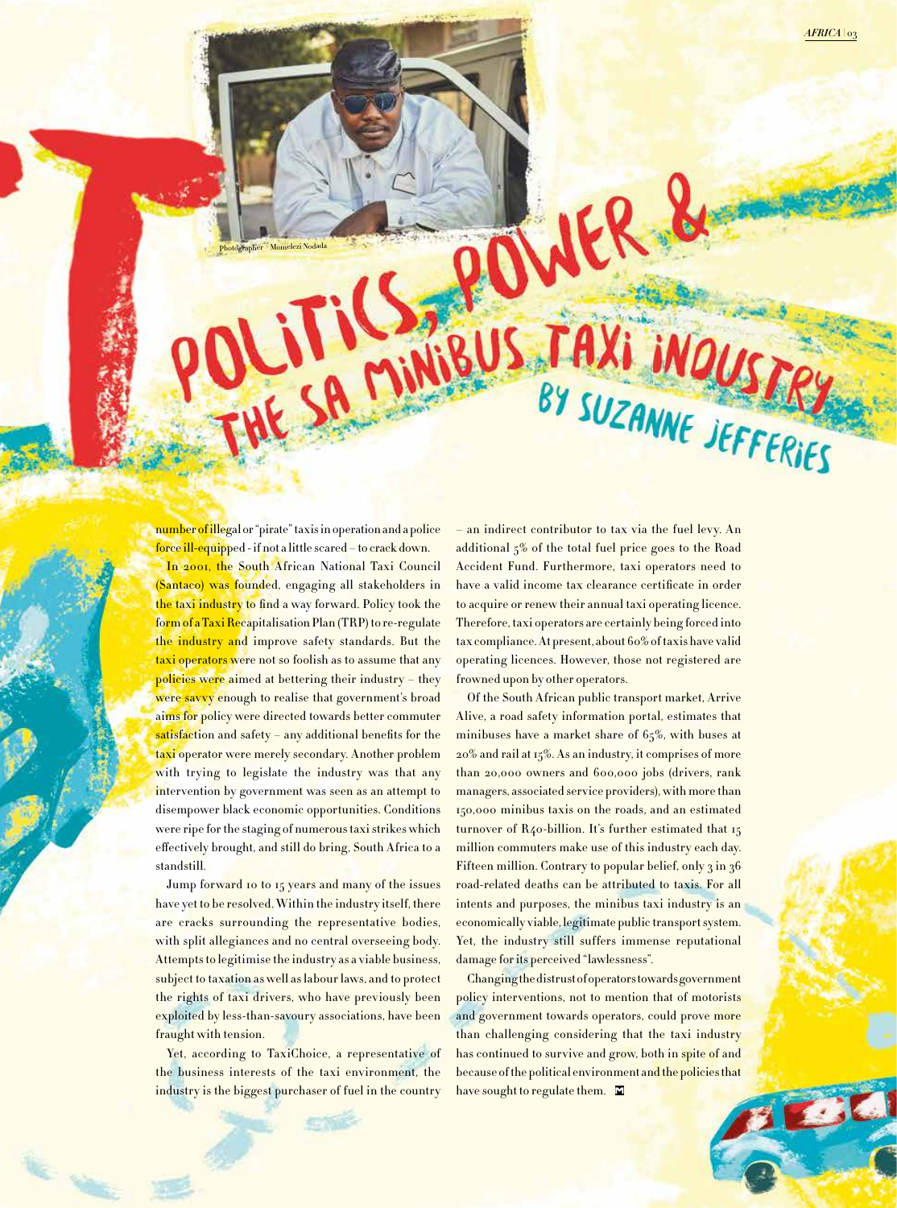# POLITICS, POWER & THE SA MINIBUS TAXI INDUSTRY

## BY SUZANNE JEFFERIES

Photographer : Momelezi Nodada

number of illegal or "pirate" taxis in operation and a police force ill-equipped - if not a little scared – to crack down.

In 2001, the South African National Taxi Council (Santaco) was founded, engaging all stakeholders in the taxi industry to find a way forward. Policy took the form of a Taxi Recapitalisation Plan (TRP) to re-regulate the industry and improve safety standards. But the taxi operators were not so foolish as to assume that any policies were aimed at bettering their industry – they were savvy enough to realise that government's broad aims for policy were directed towards better commuter satisfaction and safety – any additional benefits for the taxi operator were merely secondary. Another problem with trying to legislate the industry was that any intervention by government was seen as an attempt to disempower black economic opportunities. Conditions were ripe for the staging of numerous taxi strikes which effectively brought, and still do bring, South Africa to a standstill.

Jump forward 10 to 15 years and many of the issues have yet to be resolved. Within the industry itself, there are cracks surrounding the representative bodies, with split allegiances and no central overseeing body. Attempts to legitimise the industry as a viable business, subject to taxation as well as labour laws, and to protect the rights of taxi drivers, who have previously been exploited by less-than-savoury associations, have been fraught with tension.

Yet, according to TaxiChoice, a representative of the business interests of the taxi environment, the industry is the biggest purchaser of fuel in the country – an indirect contributor to tax via the fuel levy. An additional 5% of the total fuel price goes to the Road Accident Fund. Furthermore, taxi operators need to have a valid income tax clearance certificate in order to acquire or renew their annual taxi operating licence. Therefore, taxi operators are certainly being forced into tax compliance. At present, about 60% of taxis have valid operating licences. However, those not registered are frowned upon by other operators.

Of the South African public transport market, Arrive Alive, a road safety information portal, estimates that minibuses have a market share of 65%, with buses at 20% and rail at 15%. As an industry, it comprises of more than 20,000 owners and 600,000 jobs (drivers, rank managers, associated service providers), with more than 150,000 minibus taxis on the roads, and an estimated turnover of R40-billion. It's further estimated that 15 million commuters make use of this industry each day. Fifteen million. Contrary to popular belief, only 3 in 36 road-related deaths can be attributed to taxis. For all intents and purposes, the minibus taxi industry is an economically viable, legitimate public transport system. Yet, the industry still suffers immense reputational damage for its perceived "lawlessness".

Changing the distrust of operators towards government policy interventions, not to mention that of motorists and government towards operators, could prove more than challenging considering that the taxi industry has continued to survive and grow, both in spite of and because of the political environment and the policies that have sought to regulate them.